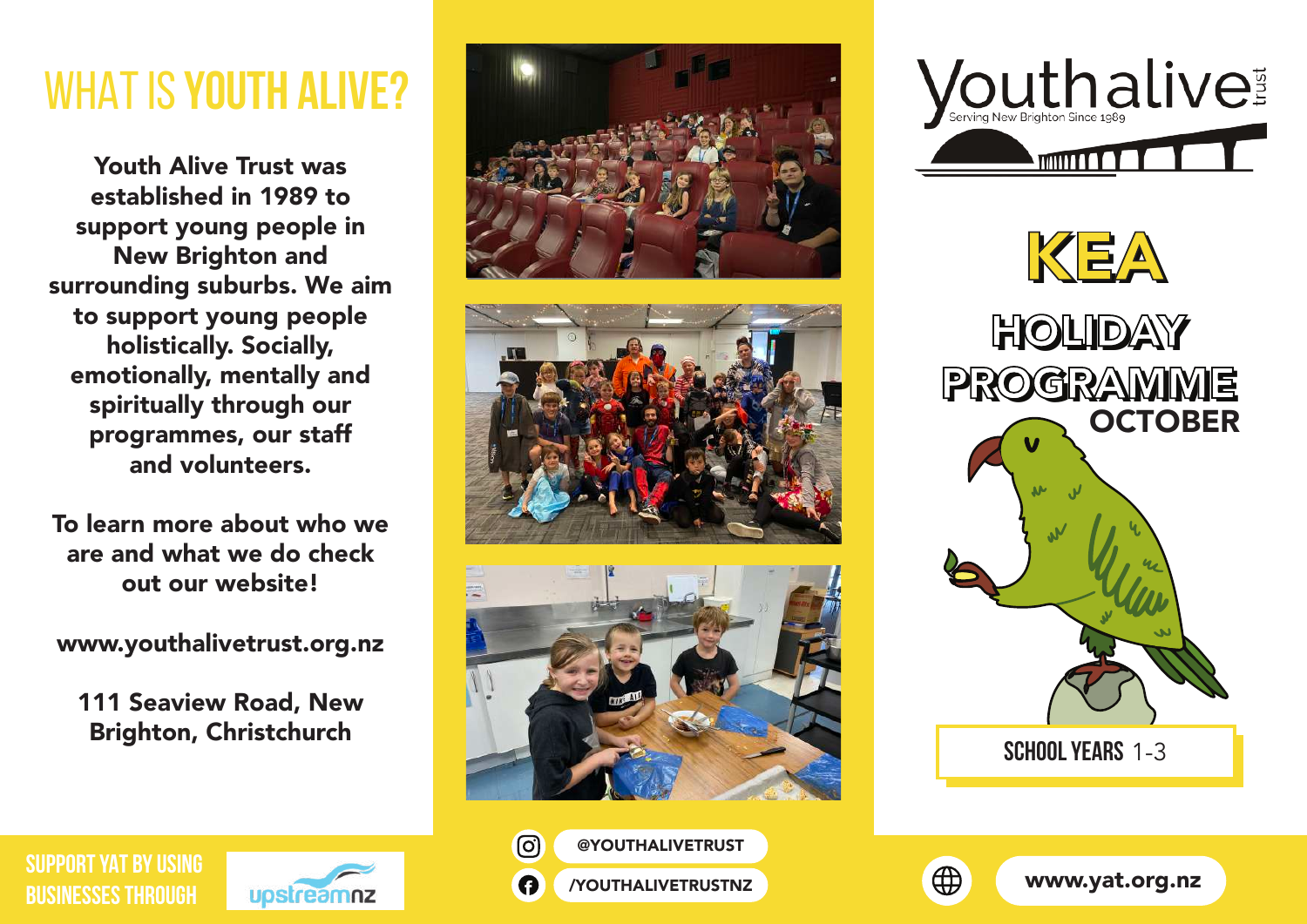# WHAT IS YOUTH ALIVE?

**Youth Alive Trust was established in 1989 to support young people in New Brighton and surrounding suburbs. We aim to support young people holistically. Socially, emotionally, mentally and spiritually through our programmes, our staff and volunteers.**

**To learn more about who we are and what we do check out our website!**

**www.youthalivetrust.org.nz**

**111 Seaview Road, New Brighton, Christchurch**

SUPPORT YAT BY USING BUSINESSES THROUGH upstreamnz

@YOUTHALIVETRUST

/YOUTHALIVETRUSTNZ

Youthalive trust

Serving New Brighton Since 1989

# KEA

## HOLIDAY PROGRAMME

## OCTOBER

SCHOOL YEARS 1-3

www.yat.org.nz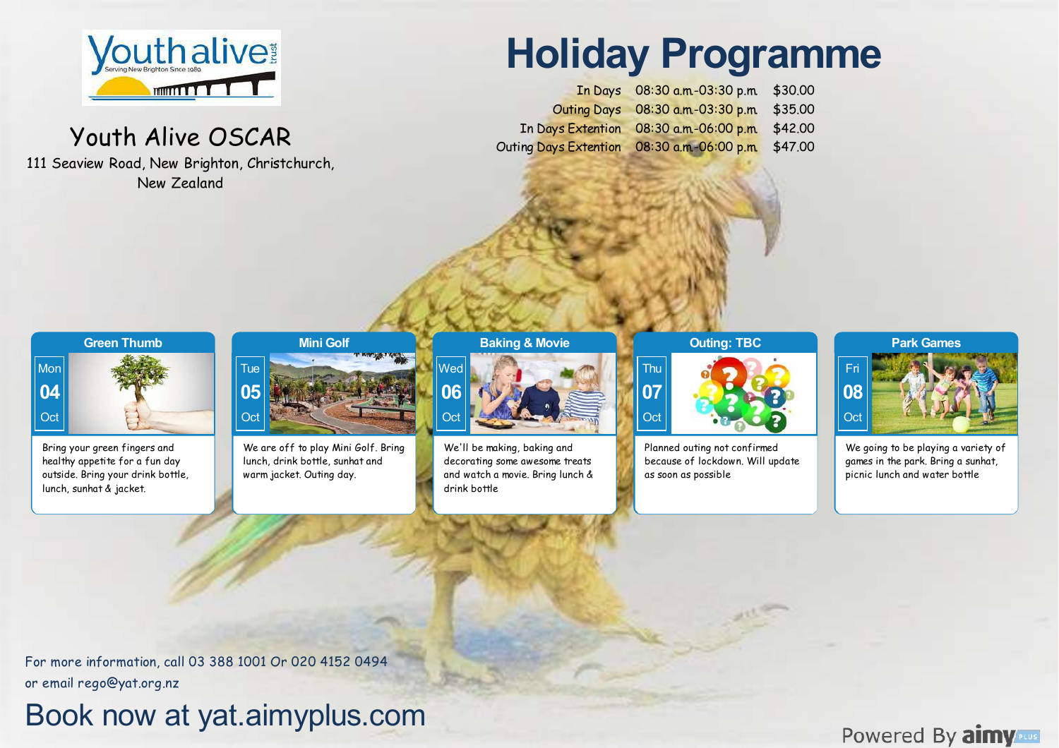Youth alive trust
Serving New Brighton Since 1989

# Holiday Programme

| | | |
|---|---|---|
| In Days | 08:30 a.m.-03:30 p.m. | $30.00 |
| Outing Days | 08:30 a.m.-03:30 p.m. | $35.00 |
| In Days Extention | 08:30 a.m.-06:00 p.m. | $42.00 |
| Outing Days Extention | 08:30 a.m.-06:00 p.m. | $47.00 |

## Youth Alive OSCAR

111 Seaview Road, New Brighton, Christchurch, New Zealand

### Green Thumb
Mon 04 Oct

Bring your green fingers and healthy appetite for a fun day outside. Bring your drink bottle, lunch, sunhat & jacket.

### Mini Golf
Tue 05 Oct

We are off to play Mini Golf. Bring lunch, drink bottle, sunhat and warm jacket. Outing day.

### Baking & Movie
Wed 06 Oct

We'll be making, baking and decorating some awesome treats and watch a movie. Bring lunch & drink bottle

### Outing: TBC
Thu 07 Oct

Planned outing not confirmed because of lockdown. Will update as soon as possible

### Park Games
Fri 08 Oct

We going to be playing a variety of games in the park. Bring a sunhat, picnic lunch and water bottle

For more information, call 03 388 1001 Or 020 4152 0494 or email rego@yat.org.nz

## Book now at yat.aimyplus.com

Powered By aimy PLUS